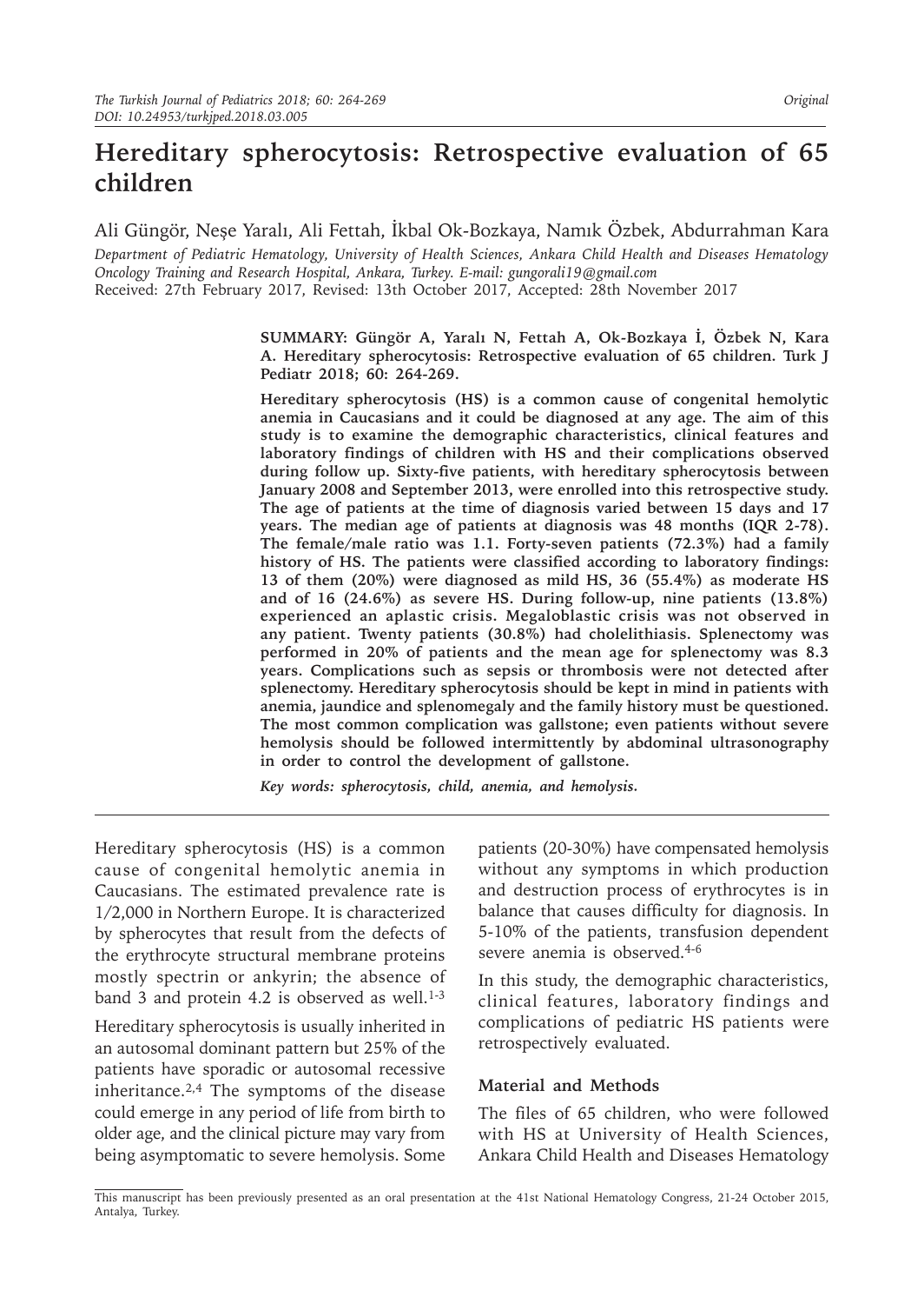*Original*

# Hereditary spherocytosis: Retrospective evaluation of 65 children

Ali Güngör, Neşe Yaralı, Ali Fettah, İkbal Ok-Bozkaya, Namık Özbek, Abdurrahman Kara

*Department of Pediatric Hematology, University of Health Sciences, Ankara Child Health and Diseases Hematology Oncology Training and Research Hospital, Ankara, Turkey. E-mail: gungorali19@gmail.com*

Received: 27th February 2017, Revised: 13th October 2017, Accepted: 28th November 2017

**SUMMARY: Güngör A, Yaralı N, Fettah A, Ok-Bozkaya İ, Özbek N, Kara A. Hereditary spherocytosis: Retrospective evaluation of 65 children. Turk J Pediatr 2018; 60: 264-269.**

**Hereditary spherocytosis (HS) is a common cause of congenital hemolytic anemia in Caucasians and it could be diagnosed at any age. The aim of this study is to examine the demographic characteristics, clinical features and laboratory findings of children with HS and their complications observed during follow up. Sixty-five patients, with hereditary spherocytosis between January 2008 and September 2013, were enrolled into this retrospective study. The age of patients at the time of diagnosis varied between 15 days and 17 years. The median age of patients at diagnosis was 48 months (IQR 2-78). The female/male ratio was 1.1. Forty-seven patients (72.3%) had a family history of HS. The patients were classified according to laboratory findings: 13 of them (20%) were diagnosed as mild HS, 36 (55.4%) as moderate HS and of 16 (24.6%) as severe HS. During follow-up, nine patients (13.8%) experienced an aplastic crisis. Megaloblastic crisis was not observed in any patient. Twenty patients (30.8%) had cholelithiasis. Splenectomy was performed in 20% of patients and the mean age for splenectomy was 8.3 years. Complications such as sepsis or thrombosis were not detected after splenectomy. Hereditary spherocytosis should be kept in mind in patients with anemia, jaundice and splenomegaly and the family history must be questioned. The most common complication was gallstone; even patients without severe hemolysis should be followed intermittently by abdominal ultrasonography in order to control the development of gallstone.**

***Key words:** spherocytosis, child, anemia, and hemolysis.*

Hereditary spherocytosis (HS) is a common cause of congenital hemolytic anemia in Caucasians. The estimated prevalence rate is 1/2,000 in Northern Europe. It is characterized by spherocytes that result from the defects of the erythrocyte structural membrane proteins mostly spectrin or ankyrin; the absence of band 3 and protein 4.2 is observed as well.[1-3]

Hereditary spherocytosis is usually inherited in an autosomal dominant pattern but 25% of the patients have sporadic or autosomal recessive inheritance.[2,4] The symptoms of the disease could emerge in any period of life from birth to older age, and the clinical picture may vary from being asymptomatic to severe hemolysis. Some patients (20-30%) have compensated hemolysis without any symptoms in which production and destruction process of erythrocytes is in balance that causes difficulty for diagnosis. In 5-10% of the patients, transfusion dependent severe anemia is observed.[4-6]

In this study, the demographic characteristics, clinical features, laboratory findings and complications of pediatric HS patients were retrospectively evaluated.

## Material and Methods

The files of 65 children, who were followed with HS at University of Health Sciences, Ankara Child Health and Diseases Hematology

This manuscript has been previously presented as an oral presentation at the 41st National Hematology Congress, 21-24 October 2015, Antalya, Turkey.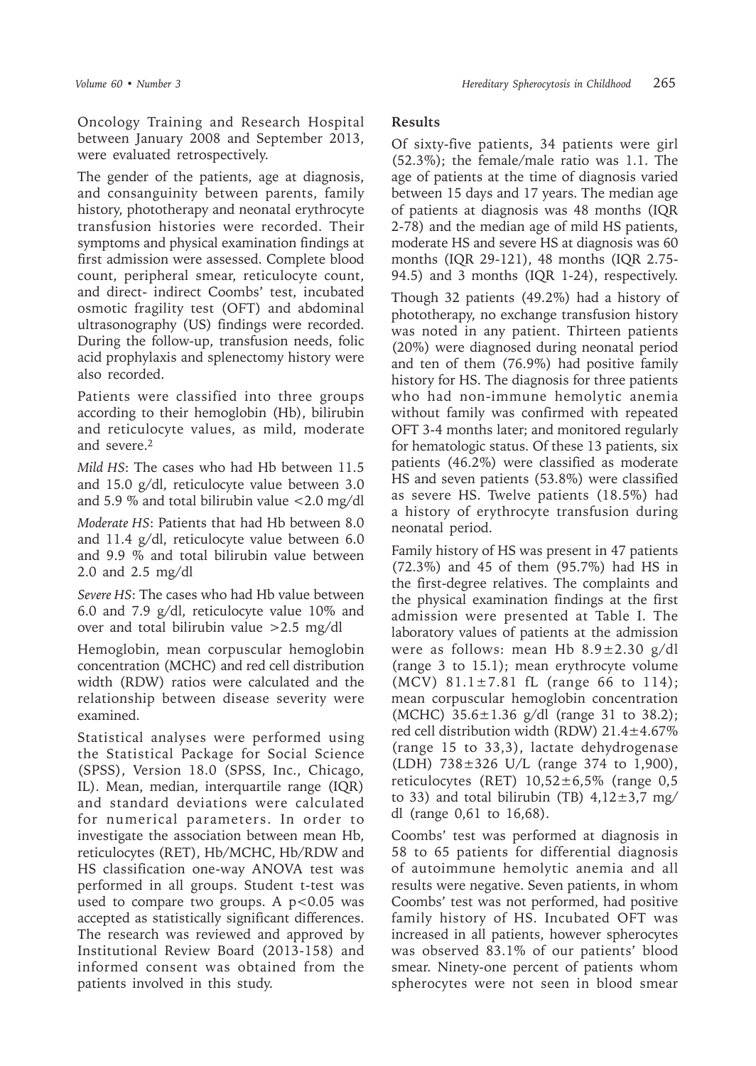Oncology Training and Research Hospital between January 2008 and September 2013, were evaluated retrospectively.

The gender of the patients, age at diagnosis, and consanguinity between parents, family history, phototherapy and neonatal erythrocyte transfusion histories were recorded. Their symptoms and physical examination findings at first admission were assessed. Complete blood count, peripheral smear, reticulocyte count, and direct- indirect Coombs' test, incubated osmotic fragility test (OFT) and abdominal ultrasonography (US) findings were recorded. During the follow-up, transfusion needs, folic acid prophylaxis and splenectomy history were also recorded.

Patients were classified into three groups according to their hemoglobin (Hb), bilirubin and reticulocyte values, as mild, moderate and severe.[2]

*Mild HS*: The cases who had Hb between 11.5 and 15.0 g/dl, reticulocyte value between 3.0 and 5.9 % and total bilirubin value <2.0 mg/dl

*Moderate HS*: Patients that had Hb between 8.0 and 11.4 g/dl, reticulocyte value between 6.0 and 9.9 % and total bilirubin value between 2.0 and 2.5 mg/dl

*Severe HS*: The cases who had Hb value between 6.0 and 7.9 g/dl, reticulocyte value 10% and over and total bilirubin value >2.5 mg/dl

Hemoglobin, mean corpuscular hemoglobin concentration (MCHC) and red cell distribution width (RDW) ratios were calculated and the relationship between disease severity were examined.

Statistical analyses were performed using the Statistical Package for Social Science (SPSS), Version 18.0 (SPSS, Inc., Chicago, IL). Mean, median, interquartile range (IQR) and standard deviations were calculated for numerical parameters. In order to investigate the association between mean Hb, reticulocytes (RET), Hb/MCHC, Hb/RDW and HS classification one-way ANOVA test was performed in all groups. Student t-test was used to compare two groups. A $p<0.05$ was accepted as statistically significant differences. The research was reviewed and approved by Institutional Review Board (2013-158) and informed consent was obtained from the patients involved in this study.

## Results

Of sixty-five patients, 34 patients were girl (52.3%); the female/male ratio was 1.1. The age of patients at the time of diagnosis varied between 15 days and 17 years. The median age of patients at diagnosis was 48 months (IQR 2-78) and the median age of mild HS patients, moderate HS and severe HS at diagnosis was 60 months (IQR 29-121), 48 months (IQR 2.75-94.5) and 3 months (IQR 1-24), respectively.

Though 32 patients (49.2%) had a history of phototherapy, no exchange transfusion history was noted in any patient. Thirteen patients (20%) were diagnosed during neonatal period and ten of them (76.9%) had positive family history for HS. The diagnosis for three patients who had non-immune hemolytic anemia without family was confirmed with repeated OFT 3-4 months later; and monitored regularly for hematologic status. Of these 13 patients, six patients (46.2%) were classified as moderate HS and seven patients (53.8%) were classified as severe HS. Twelve patients (18.5%) had a history of erythrocyte transfusion during neonatal period.

Family history of HS was present in 47 patients (72.3%) and 45 of them (95.7%) had HS in the first-degree relatives. The complaints and the physical examination findings at the first admission were presented at Table I. The laboratory values of patients at the admission were as follows: mean Hb $8.9\pm2.30$ g/dl (range 3 to 15.1); mean erythrocyte volume (MCV) $81.1\pm7.81$ fL (range 66 to 114); mean corpuscular hemoglobin concentration (MCHC) $35.6\pm1.36$ g/dl (range 31 to 38.2); red cell distribution width (RDW) $21.4\pm4.67$% (range 15 to 33,3), lactate dehydrogenase (LDH) $738\pm326$ U/L (range 374 to 1,900), reticulocytes (RET) $10,52\pm6,5$% (range 0,5 to 33) and total bilirubin (TB) $4,12\pm3,7$ mg/dl (range 0,61 to 16,68).

Coombs' test was performed at diagnosis in 58 to 65 patients for differential diagnosis of autoimmune hemolytic anemia and all results were negative. Seven patients, in whom Coombs' test was not performed, had positive family history of HS. Incubated OFT was increased in all patients, however spherocytes was observed 83.1% of our patients' blood smear. Ninety-one percent of patients whom spherocytes were not seen in blood smear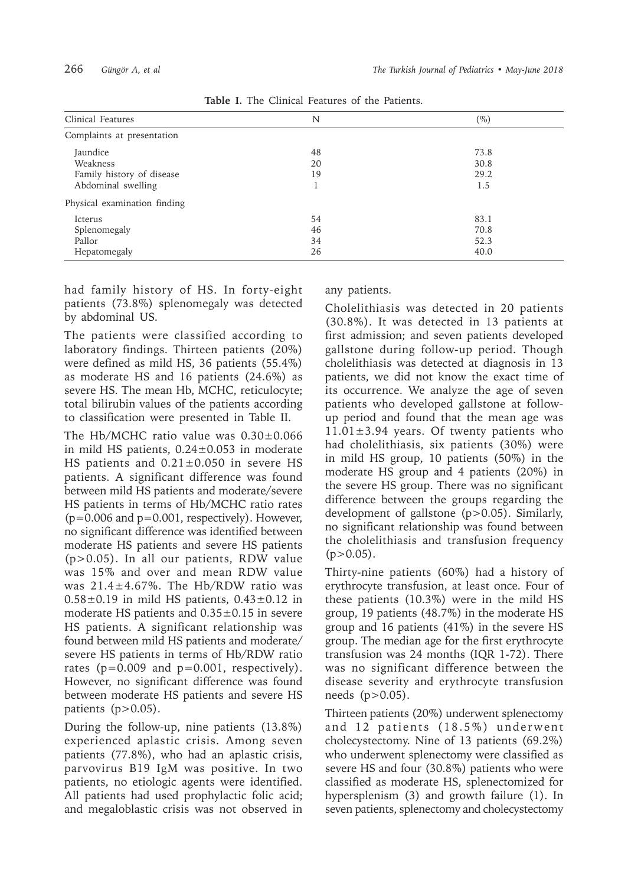**Table I.** The Clinical Features of the Patients.

| Clinical Features | N | (%) |
|---|---|---|
| Complaints at presentation | | |
| Jaundice | 48 | 73.8 |
| Weakness | 20 | 30.8 |
| Family history of disease | 19 | 29.2 |
| Abdominal swelling | 1 | 1.5 |
| Physical examination finding | | |
| Icterus | 54 | 83.1 |
| Splenomegaly | 46 | 70.8 |
| Pallor | 34 | 52.3 |
| Hepatomegaly | 26 | 40.0 |

had family history of HS. In forty-eight patients (73.8%) splenomegaly was detected by abdominal US.

The patients were classified according to laboratory findings. Thirteen patients (20%) were defined as mild HS, 36 patients (55.4%) as moderate HS and 16 patients (24.6%) as severe HS. The mean Hb, MCHC, reticulocyte; total bilirubin values of the patients according to classification were presented in Table II.

The Hb/MCHC ratio value was $0.30\pm0.066$ in mild HS patients, $0.24\pm0.053$ in moderate HS patients and $0.21\pm0.050$ in severe HS patients. A significant difference was found between mild HS patients and moderate/severe HS patients in terms of Hb/MCHC ratio rates ($p=0.006$ and $p=0.001$, respectively). However, no significant difference was identified between moderate HS patients and severe HS patients ($p>0.05$). In all our patients, RDW value was 15% and over and mean RDW value was $21.4\pm4.67\%$. The Hb/RDW ratio was $0.58\pm0.19$ in mild HS patients, $0.43\pm0.12$ in moderate HS patients and $0.35\pm0.15$ in severe HS patients. A significant relationship was found between mild HS patients and moderate/severe HS patients in terms of Hb/RDW ratio rates ($p=0.009$ and $p=0.001$, respectively). However, no significant difference was found between moderate HS patients and severe HS patients ($p>0.05$).

During the follow-up, nine patients (13.8%) experienced aplastic crisis. Among seven patients (77.8%), who had an aplastic crisis, parvovirus B19 IgM was positive. In two patients, no etiologic agents were identified. All patients had used prophylactic folic acid; and megaloblastic crisis was not observed in any patients.

Cholelithiasis was detected in 20 patients (30.8%). It was detected in 13 patients at first admission; and seven patients developed gallstone during follow-up period. Though cholelithiasis was detected at diagnosis in 13 patients, we did not know the exact time of its occurrence. We analyze the age of seven patients who developed gallstone at follow-up period and found that the mean age was $11.01\pm3.94$ years. Of twenty patients who had cholelithiasis, six patients (30%) were in mild HS group, 10 patients (50%) in the moderate HS group and 4 patients (20%) in the severe HS group. There was no significant difference between the groups regarding the development of gallstone ($p>0.05$). Similarly, no significant relationship was found between the cholelithiasis and transfusion frequency ($p>0.05$).

Thirty-nine patients (60%) had a history of erythrocyte transfusion, at least once. Four of these patients (10.3%) were in the mild HS group, 19 patients (48.7%) in the moderate HS group and 16 patients (41%) in the severe HS group. The median age for the first erythrocyte transfusion was 24 months (IQR 1-72). There was no significant difference between the disease severity and erythrocyte transfusion needs ($p>0.05$).

Thirteen patients (20%) underwent splenectomy and 12 patients (18.5%) underwent cholecystectomy. Nine of 13 patients (69.2%) who underwent splenectomy were classified as severe HS and four (30.8%) patients who were classified as moderate HS, splenectomized for hypersplenism (3) and growth failure (1). In seven patients, splenectomy and cholecystectomy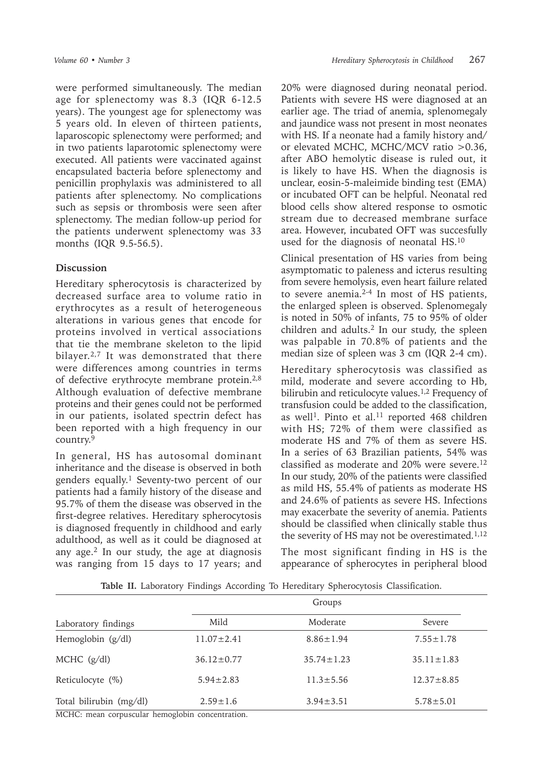were performed simultaneously. The median age for splenectomy was 8.3 (IQR 6-12.5 years). The youngest age for splenectomy was 5 years old. In eleven of thirteen patients, laparoscopic splenectomy were performed; and in two patients laparotomic splenectomy were executed. All patients were vaccinated against encapsulated bacteria before splenectomy and penicillin prophylaxis was administered to all patients after splenectomy. No complications such as sepsis or thrombosis were seen after splenectomy. The median follow-up period for the patients underwent splenectomy was 33 months (IQR 9.5-56.5).

## Discussion

Hereditary spherocytosis is characterized by decreased surface area to volume ratio in erythrocytes as a result of heterogeneous alterations in various genes that encode for proteins involved in vertical associations that tie the membrane skeleton to the lipid bilayer.[2,7] It was demonstrated that there were differences among countries in terms of defective erythrocyte membrane protein.[2,8] Although evaluation of defective membrane proteins and their genes could not be performed in our patients, isolated spectrin defect has been reported with a high frequency in our country.[9]

In general, HS has autosomal dominant inheritance and the disease is observed in both genders equally.[1] Seventy-two percent of our patients had a family history of the disease and 95.7% of them the disease was observed in the first-degree relatives. Hereditary spherocytosis is diagnosed frequently in childhood and early adulthood, as well as it could be diagnosed at any age.[2] In our study, the age at diagnosis was ranging from 15 days to 17 years; and 20% were diagnosed during neonatal period. Patients with severe HS were diagnosed at an earlier age. The triad of anemia, splenomegaly and jaundice wass not present in most neonates with HS. If a neonate had a family history and/or elevated MCHC, MCHC/MCV ratio >0.36, after ABO hemolytic disease is ruled out, it is likely to have HS. When the diagnosis is unclear, eosin-5-maleimide binding test (EMA) or incubated OFT can be helpful. Neonatal red blood cells show altered response to osmotic stream due to decreased membrane surface area. However, incubated OFT was succesfully used for the diagnosis of neonatal HS.[10]

Clinical presentation of HS varies from being asymptomatic to paleness and icterus resulting from severe hemolysis, even heart failure related to severe anemia.[2-4] In most of HS patients, the enlarged spleen is observed. Splenomegaly is noted in 50% of infants, 75 to 95% of older children and adults.[2] In our study, the spleen was palpable in 70.8% of patients and the median size of spleen was 3 cm (IQR 2-4 cm).

Hereditary spherocytosis was classified as mild, moderate and severe according to Hb, bilirubin and reticulocyte values.[1,2] Frequency of transfusion could be added to the classification, as well[1]. Pinto et al.[11] reported 468 children with HS; 72% of them were classified as moderate HS and 7% of them as severe HS. In a series of 63 Brazilian patients, 54% was classified as moderate and 20% were severe.[12] In our study, 20% of the patients were classified as mild HS, 55.4% of patients as moderate HS and 24.6% of patients as severe HS. Infections may exacerbate the severity of anemia. Patients should be classified when clinically stable thus the severity of HS may not be overestimated.[1,12]

The most significant finding in HS is the appearance of spherocytes in peripheral blood

**Table II.** Laboratory Findings According To Hereditary Spherocytosis Classification.

| | Groups | | |
|---|---|---|---|
| Laboratory findings | Mild | Moderate | Severe |
| Hemoglobin (g/dl) | 11.07±2.41 | 8.86±1.94 | 7.55±1.78 |
| MCHC (g/dl) | 36.12±0.77 | 35.74±1.23 | 35.11±1.83 |
| Reticulocyte (%) | 5.94±2.83 | 11.3±5.56 | 12.37±8.85 |
| Total bilirubin (mg/dl) | 2.59±1.6 | 3.94±3.51 | 5.78±5.01 |

MCHC: mean corpuscular hemoglobin concentration.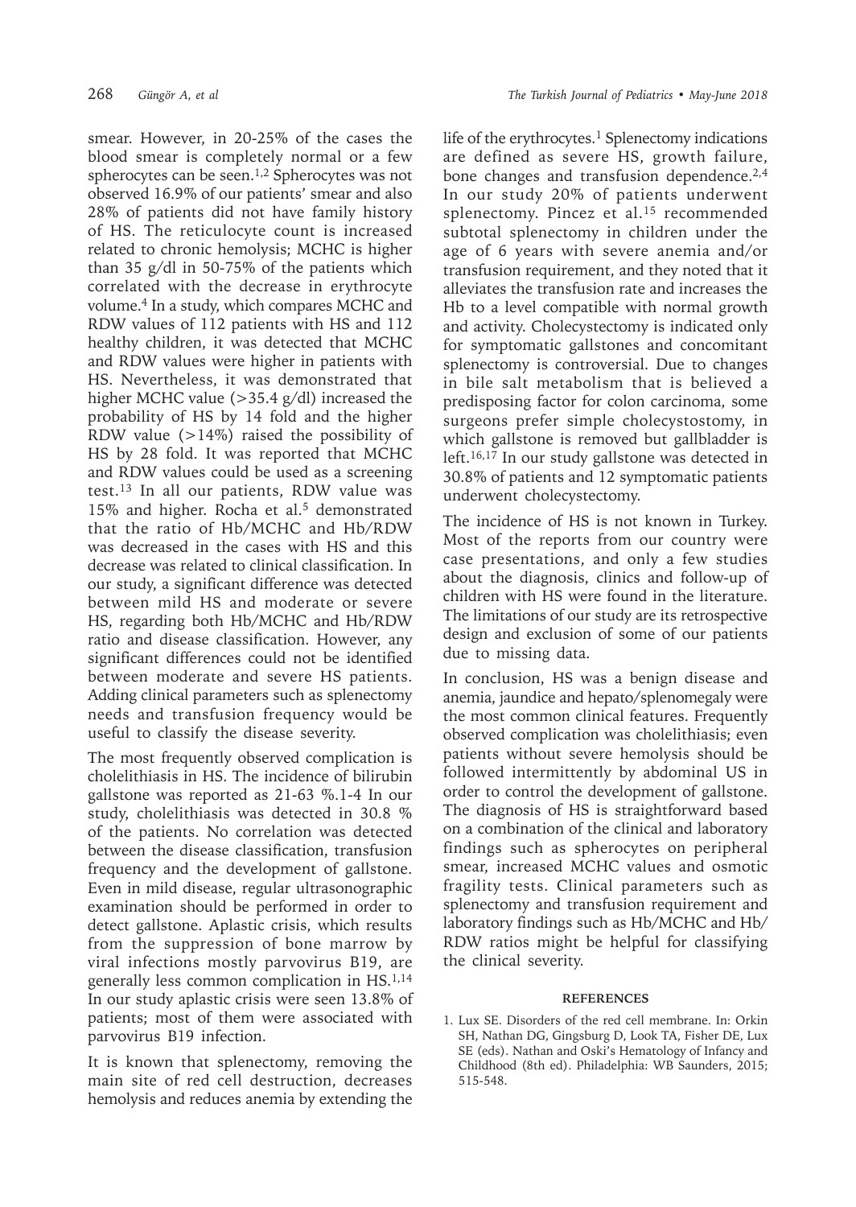smear. However, in 20-25% of the cases the blood smear is completely normal or a few spherocytes can be seen.[1,2] Spherocytes was not observed 16.9% of our patients' smear and also 28% of patients did not have family history of HS. The reticulocyte count is increased related to chronic hemolysis; MCHC is higher than 35 g/dl in 50-75% of the patients which correlated with the decrease in erythrocyte volume.[4] In a study, which compares MCHC and RDW values of 112 patients with HS and 112 healthy children, it was detected that MCHC and RDW values were higher in patients with HS. Nevertheless, it was demonstrated that higher MCHC value (>35.4 g/dl) increased the probability of HS by 14 fold and the higher RDW value (>14%) raised the possibility of HS by 28 fold. It was reported that MCHC and RDW values could be used as a screening test.[13] In all our patients, RDW value was 15% and higher. Rocha et al.[5] demonstrated that the ratio of Hb/MCHC and Hb/RDW was decreased in the cases with HS and this decrease was related to clinical classification. In our study, a significant difference was detected between mild HS and moderate or severe HS, regarding both Hb/MCHC and Hb/RDW ratio and disease classification. However, any significant differences could not be identified between moderate and severe HS patients. Adding clinical parameters such as splenectomy needs and transfusion frequency would be useful to classify the disease severity.

The most frequently observed complication is cholelithiasis in HS. The incidence of bilirubin gallstone was reported as 21-63 %.[1-4] In our study, cholelithiasis was detected in 30.8 % of the patients. No correlation was detected between the disease classification, transfusion frequency and the development of gallstone. Even in mild disease, regular ultrasonographic examination should be performed in order to detect gallstone. Aplastic crisis, which results from the suppression of bone marrow by viral infections mostly parvovirus B19, are generally less common complication in HS.[1,14] In our study aplastic crisis were seen 13.8% of patients; most of them were associated with parvovirus B19 infection.

It is known that splenectomy, removing the main site of red cell destruction, decreases hemolysis and reduces anemia by extending the life of the erythrocytes.[1] Splenectomy indications are defined as severe HS, growth failure, bone changes and transfusion dependence.[2,4] In our study 20% of patients underwent splenectomy. Pincez et al.[15] recommended subtotal splenectomy in children under the age of 6 years with severe anemia and/or transfusion requirement, and they noted that it alleviates the transfusion rate and increases the Hb to a level compatible with normal growth and activity. Cholecystectomy is indicated only for symptomatic gallstones and concomitant splenectomy is controversial. Due to changes in bile salt metabolism that is believed a predisposing factor for colon carcinoma, some surgeons prefer simple cholecystostomy, in which gallstone is removed but gallbladder is left.[16,17] In our study gallstone was detected in 30.8% of patients and 12 symptomatic patients underwent cholecystectomy.

The incidence of HS is not known in Turkey. Most of the reports from our country were case presentations, and only a few studies about the diagnosis, clinics and follow-up of children with HS were found in the literature. The limitations of our study are its retrospective design and exclusion of some of our patients due to missing data.

In conclusion, HS was a benign disease and anemia, jaundice and hepato/splenomegaly were the most common clinical features. Frequently observed complication was cholelithiasis; even patients without severe hemolysis should be followed intermittently by abdominal US in order to control the development of gallstone. The diagnosis of HS is straightforward based on a combination of the clinical and laboratory findings such as spherocytes on peripheral smear, increased MCHC values and osmotic fragility tests. Clinical parameters such as splenectomy and transfusion requirement and laboratory findings such as Hb/MCHC and Hb/RDW ratios might be helpful for classifying the clinical severity.

## REFERENCES

1. Lux SE. Disorders of the red cell membrane. In: Orkin SH, Nathan DG, Gingsburg D, Look TA, Fisher DE, Lux SE (eds). Nathan and Oski's Hematology of Infancy and Childhood (8th ed). Philadelphia: WB Saunders, 2015; 515-548.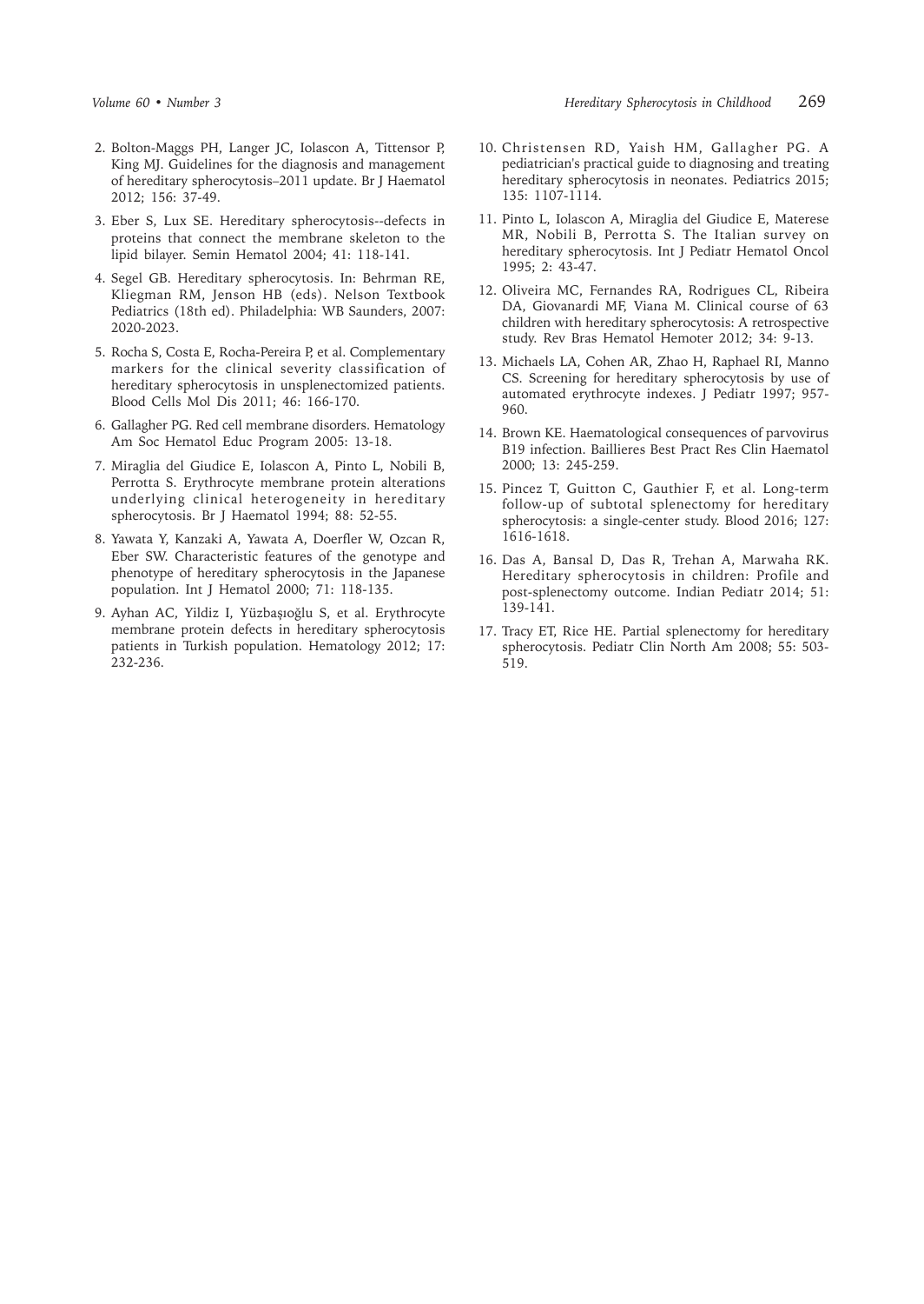2. Bolton-Maggs PH, Langer JC, Iolascon A, Tittensor P, King MJ. Guidelines for the diagnosis and management of hereditary spherocytosis–2011 update. Br J Haematol 2012; 156: 37-49.

3. Eber S, Lux SE. Hereditary spherocytosis--defects in proteins that connect the membrane skeleton to the lipid bilayer. Semin Hematol 2004; 41: 118-141.

4. Segel GB. Hereditary spherocytosis. In: Behrman RE, Kliegman RM, Jenson HB (eds). Nelson Textbook Pediatrics (18th ed). Philadelphia: WB Saunders, 2007: 2020-2023.

5. Rocha S, Costa E, Rocha-Pereira P, et al. Complementary markers for the clinical severity classification of hereditary spherocytosis in unsplenectomized patients. Blood Cells Mol Dis 2011; 46: 166-170.

6. Gallagher PG. Red cell membrane disorders. Hematology Am Soc Hematol Educ Program 2005: 13-18.

7. Miraglia del Giudice E, Iolascon A, Pinto L, Nobili B, Perrotta S. Erythrocyte membrane protein alterations underlying clinical heterogeneity in hereditary spherocytosis. Br J Haematol 1994; 88: 52-55.

8. Yawata Y, Kanzaki A, Yawata A, Doerfler W, Ozcan R, Eber SW. Characteristic features of the genotype and phenotype of hereditary spherocytosis in the Japanese population. Int J Hematol 2000; 71: 118-135.

9. Ayhan AC, Yildiz I, Yüzbaşıoğlu S, et al. Erythrocyte membrane protein defects in hereditary spherocytosis patients in Turkish population. Hematology 2012; 17: 232-236.

10. Christensen RD, Yaish HM, Gallagher PG. A pediatrician's practical guide to diagnosing and treating hereditary spherocytosis in neonates. Pediatrics 2015; 135: 1107-1114.

11. Pinto L, Iolascon A, Miraglia del Giudice E, Materese MR, Nobili B, Perrotta S. The Italian survey on hereditary spherocytosis. Int J Pediatr Hematol Oncol 1995; 2: 43-47.

12. Oliveira MC, Fernandes RA, Rodrigues CL, Ribeira DA, Giovanardi MF, Viana M. Clinical course of 63 children with hereditary spherocytosis: A retrospective study. Rev Bras Hematol Hemoter 2012; 34: 9-13.

13. Michaels LA, Cohen AR, Zhao H, Raphael RI, Manno CS. Screening for hereditary spherocytosis by use of automated erythrocyte indexes. J Pediatr 1997; 957-960.

14. Brown KE. Haematological consequences of parvovirus B19 infection. Baillieres Best Pract Res Clin Haematol 2000; 13: 245-259.

15. Pincez T, Guitton C, Gauthier F, et al. Long-term follow-up of subtotal splenectomy for hereditary spherocytosis: a single-center study. Blood 2016; 127: 1616-1618.

16. Das A, Bansal D, Das R, Trehan A, Marwaha RK. Hereditary spherocytosis in children: Profile and post-splenectomy outcome. Indian Pediatr 2014; 51: 139-141.

17. Tracy ET, Rice HE. Partial splenectomy for hereditary spherocytosis. Pediatr Clin North Am 2008; 55: 503-519.